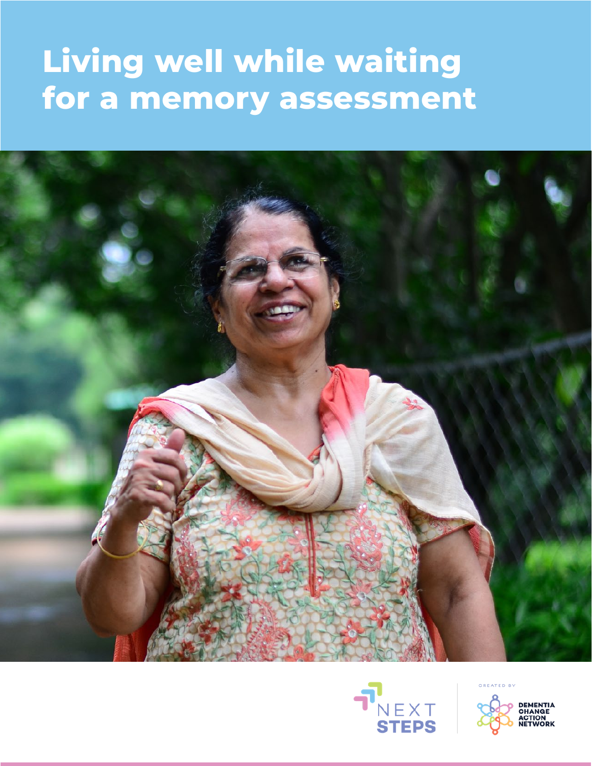# Living well while waiting for a memory assessment

NEXT STEPS

CREATED BY

DEMENTIA CHANGE ACTION NETWORK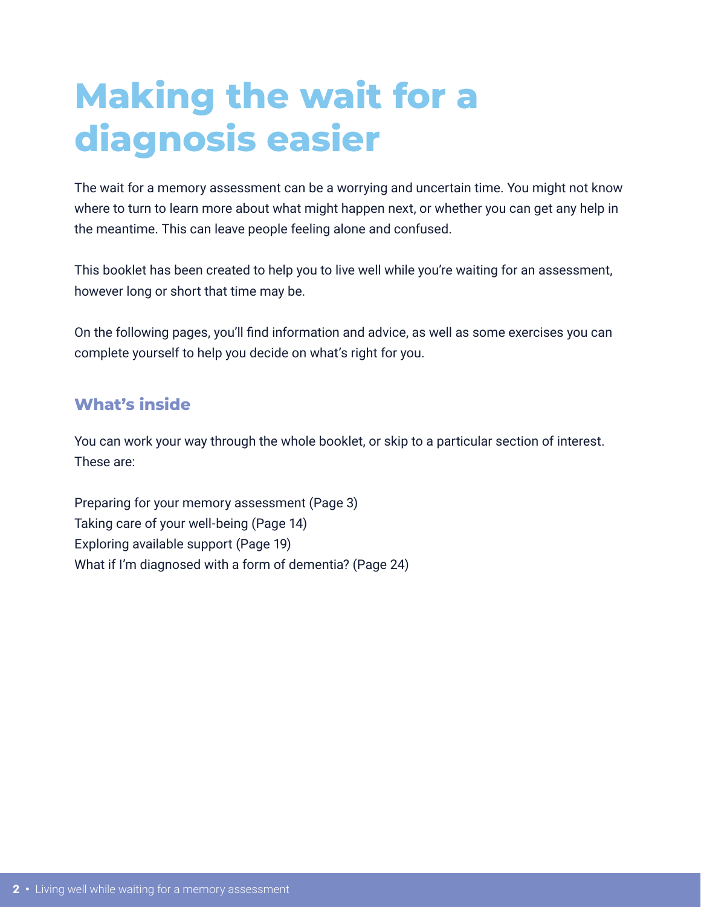# Making the wait for a diagnosis easier

The wait for a memory assessment can be a worrying and uncertain time. You might not know where to turn to learn more about what might happen next, or whether you can get any help in the meantime. This can leave people feeling alone and confused.

This booklet has been created to help you to live well while you're waiting for an assessment, however long or short that time may be.

On the following pages, you'll find information and advice, as well as some exercises you can complete yourself to help you decide on what's right for you.

## What's inside

You can work your way through the whole booklet, or skip to a particular section of interest. These are:

Preparing for your memory assessment (Page 3)
Taking care of your well-being (Page 14)
Exploring available support (Page 19)
What if I'm diagnosed with a form of dementia? (Page 24)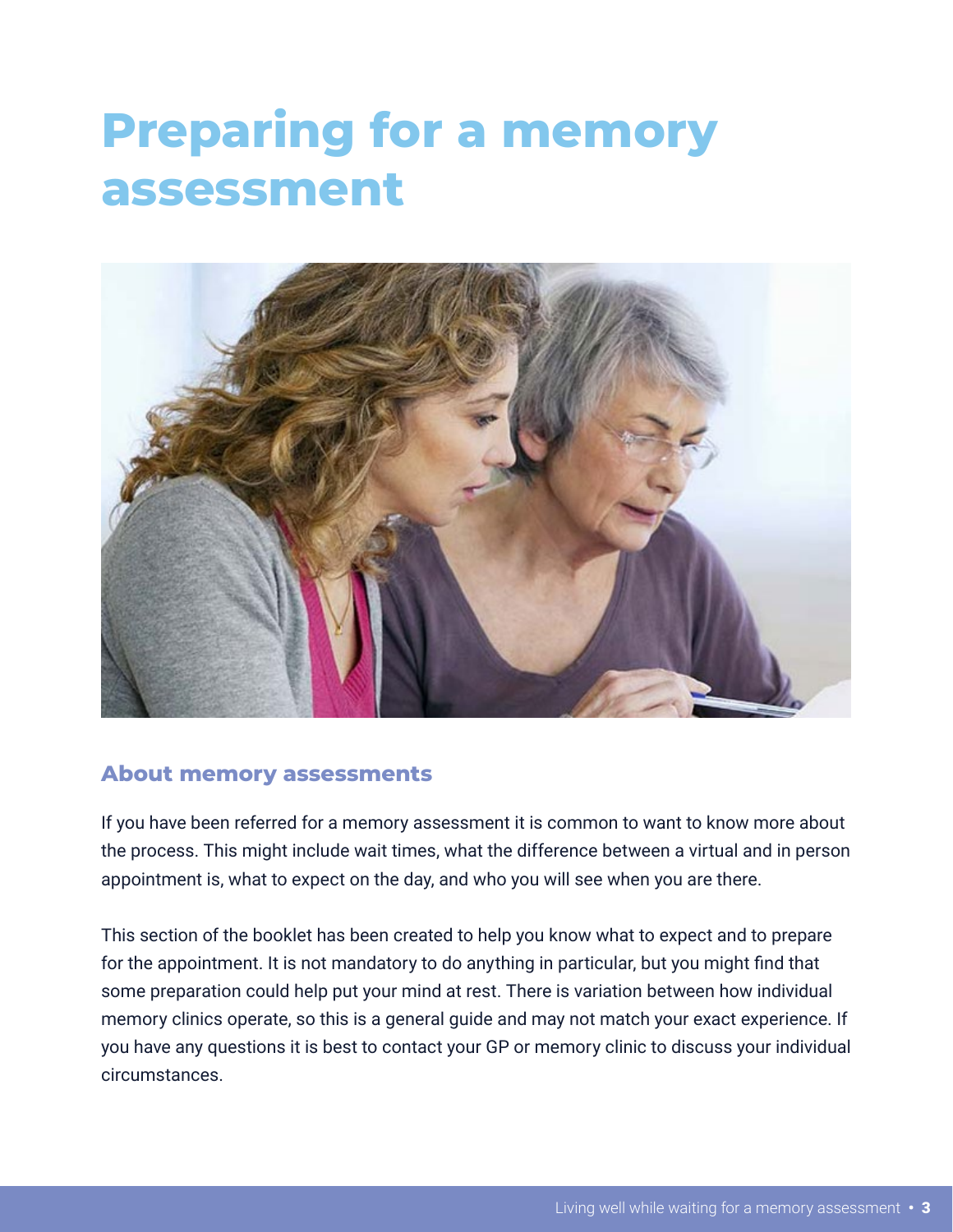# Preparing for a memory assessment

## About memory assessments

If you have been referred for a memory assessment it is common to want to know more about the process. This might include wait times, what the difference between a virtual and in person appointment is, what to expect on the day, and who you will see when you are there.

This section of the booklet has been created to help you know what to expect and to prepare for the appointment. It is not mandatory to do anything in particular, but you might find that some preparation could help put your mind at rest. There is variation between how individual memory clinics operate, so this is a general guide and may not match your exact experience. If you have any questions it is best to contact your GP or memory clinic to discuss your individual circumstances.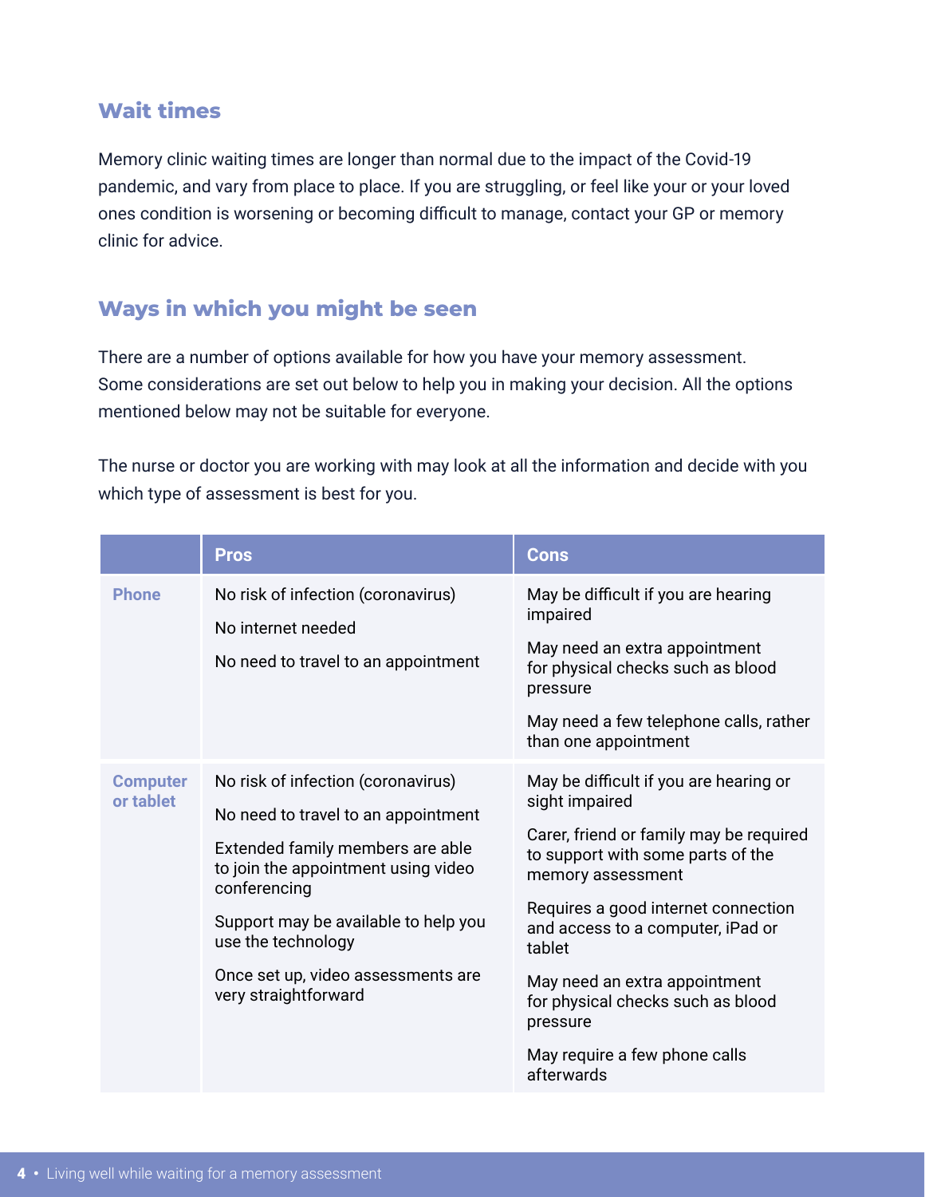## Wait times

Memory clinic waiting times are longer than normal due to the impact of the Covid-19 pandemic, and vary from place to place. If you are struggling, or feel like your or your loved ones condition is worsening or becoming difficult to manage, contact your GP or memory clinic for advice.

## Ways in which you might be seen

There are a number of options available for how you have your memory assessment. Some considerations are set out below to help you in making your decision. All the options mentioned below may not be suitable for everyone.

The nurse or doctor you are working with may look at all the information and decide with you which type of assessment is best for you.

| | Pros | Cons |
|---|---|---|
| **Phone** | No risk of infection (coronavirus)<br><br>No internet needed<br><br>No need to travel to an appointment | May be difficult if you are hearing impaired<br><br>May need an extra appointment for physical checks such as blood pressure<br><br>May need a few telephone calls, rather than one appointment |
| **Computer or tablet** | No risk of infection (coronavirus)<br><br>No need to travel to an appointment<br><br>Extended family members are able to join the appointment using video conferencing<br><br>Support may be available to help you use the technology<br><br>Once set up, video assessments are very straightforward | May be difficult if you are hearing or sight impaired<br><br>Carer, friend or family may be required to support with some parts of the memory assessment<br><br>Requires a good internet connection and access to a computer, iPad or tablet<br><br>May need an extra appointment for physical checks such as blood pressure<br><br>May require a few phone calls afterwards |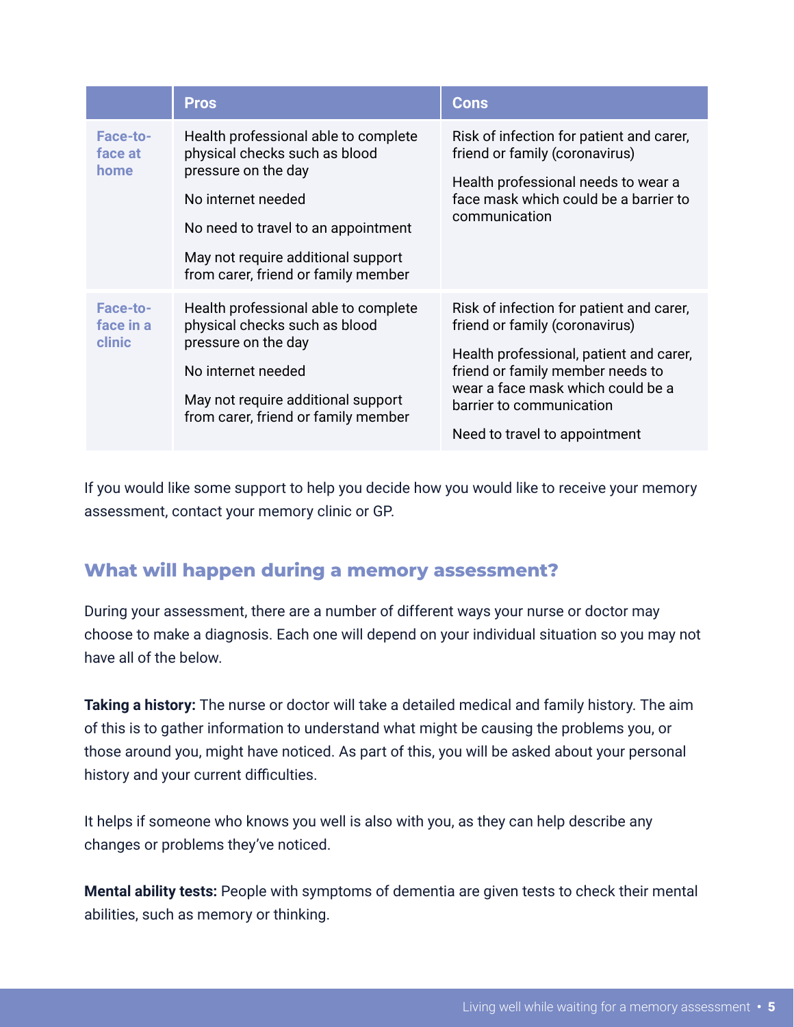| | Pros | Cons |
|---|---|---|
| **Face-to-face at home** | Health professional able to complete physical checks such as blood pressure on the day<br><br>No internet needed<br><br>No need to travel to an appointment<br><br>May not require additional support from carer, friend or family member | Risk of infection for patient and carer, friend or family (coronavirus)<br><br>Health professional needs to wear a face mask which could be a barrier to communication |
| **Face-to-face in a clinic** | Health professional able to complete physical checks such as blood pressure on the day<br><br>No internet needed<br><br>May not require additional support from carer, friend or family member | Risk of infection for patient and carer, friend or family (coronavirus)<br><br>Health professional, patient and carer, friend or family member needs to wear a face mask which could be a barrier to communication<br><br>Need to travel to appointment |

If you would like some support to help you decide how you would like to receive your memory assessment, contact your memory clinic or GP.

## What will happen during a memory assessment?

During your assessment, there are a number of different ways your nurse or doctor may choose to make a diagnosis. Each one will depend on your individual situation so you may not have all of the below.

**Taking a history:** The nurse or doctor will take a detailed medical and family history. The aim of this is to gather information to understand what might be causing the problems you, or those around you, might have noticed. As part of this, you will be asked about your personal history and your current difficulties.

It helps if someone who knows you well is also with you, as they can help describe any changes or problems they've noticed.

**Mental ability tests:** People with symptoms of dementia are given tests to check their mental abilities, such as memory or thinking.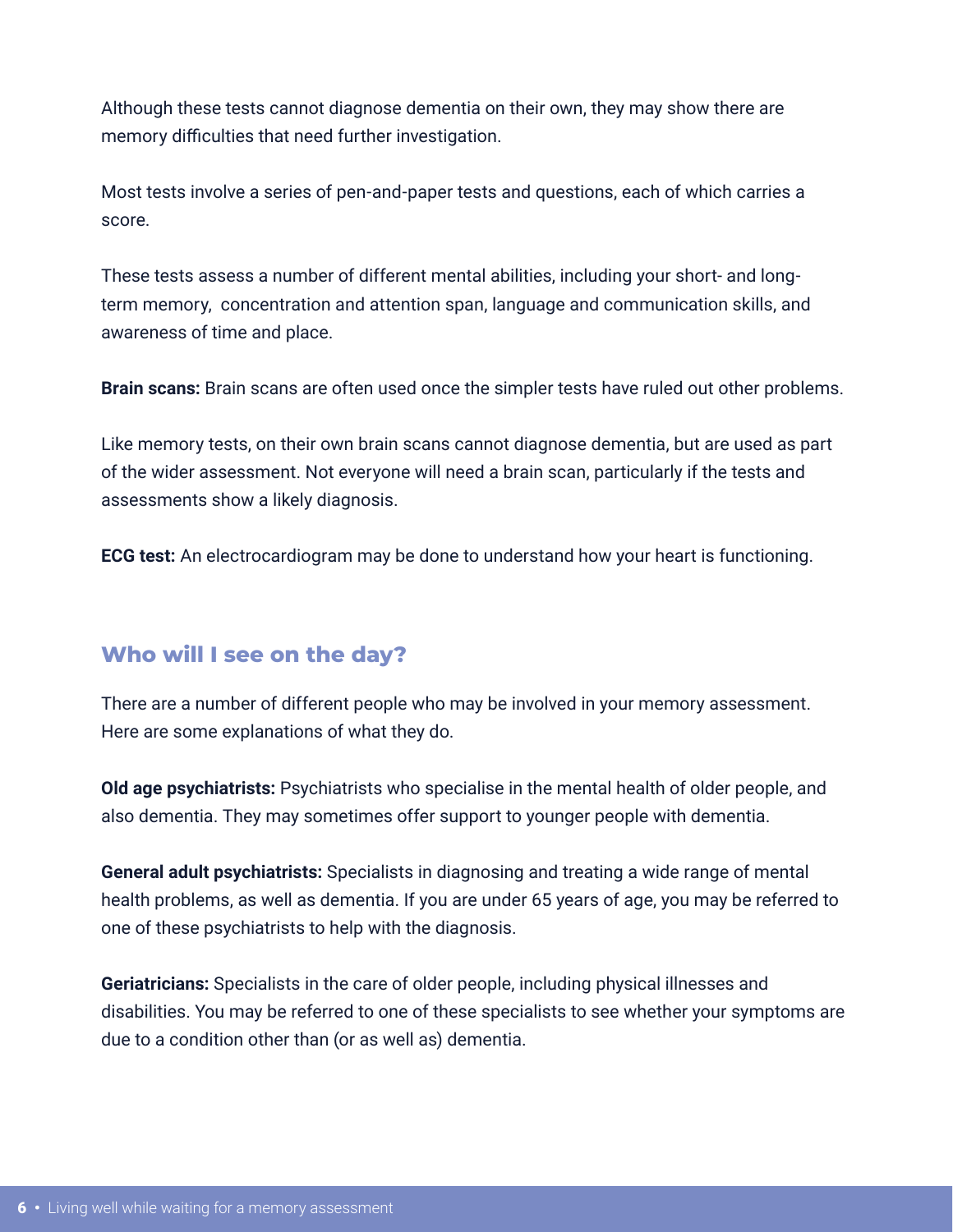Although these tests cannot diagnose dementia on their own, they may show there are memory difficulties that need further investigation.

Most tests involve a series of pen-and-paper tests and questions, each of which carries a score.

These tests assess a number of different mental abilities, including your short- and long-term memory, concentration and attention span, language and communication skills, and awareness of time and place.

**Brain scans:** Brain scans are often used once the simpler tests have ruled out other problems.

Like memory tests, on their own brain scans cannot diagnose dementia, but are used as part of the wider assessment. Not everyone will need a brain scan, particularly if the tests and assessments show a likely diagnosis.

**ECG test:** An electrocardiogram may be done to understand how your heart is functioning.

## Who will I see on the day?

There are a number of different people who may be involved in your memory assessment. Here are some explanations of what they do.

**Old age psychiatrists:** Psychiatrists who specialise in the mental health of older people, and also dementia. They may sometimes offer support to younger people with dementia.

**General adult psychiatrists:** Specialists in diagnosing and treating a wide range of mental health problems, as well as dementia. If you are under 65 years of age, you may be referred to one of these psychiatrists to help with the diagnosis.

**Geriatricians:** Specialists in the care of older people, including physical illnesses and disabilities. You may be referred to one of these specialists to see whether your symptoms are due to a condition other than (or as well as) dementia.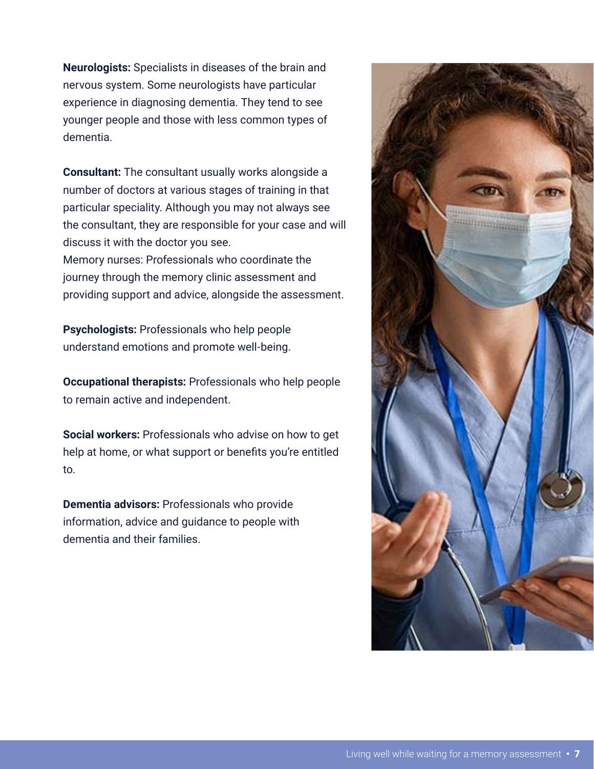**Neurologists:** Specialists in diseases of the brain and nervous system. Some neurologists have particular experience in diagnosing dementia. They tend to see younger people and those with less common types of dementia.

**Consultant:** The consultant usually works alongside a number of doctors at various stages of training in that particular speciality. Although you may not always see the consultant, they are responsible for your case and will discuss it with the doctor you see.
Memory nurses: Professionals who coordinate the journey through the memory clinic assessment and providing support and advice, alongside the assessment.

**Psychologists:** Professionals who help people understand emotions and promote well-being.

**Occupational therapists:** Professionals who help people to remain active and independent.

**Social workers:** Professionals who advise on how to get help at home, or what support or benefits you're entitled to.

**Dementia advisors:** Professionals who provide information, advice and guidance to people with dementia and their families.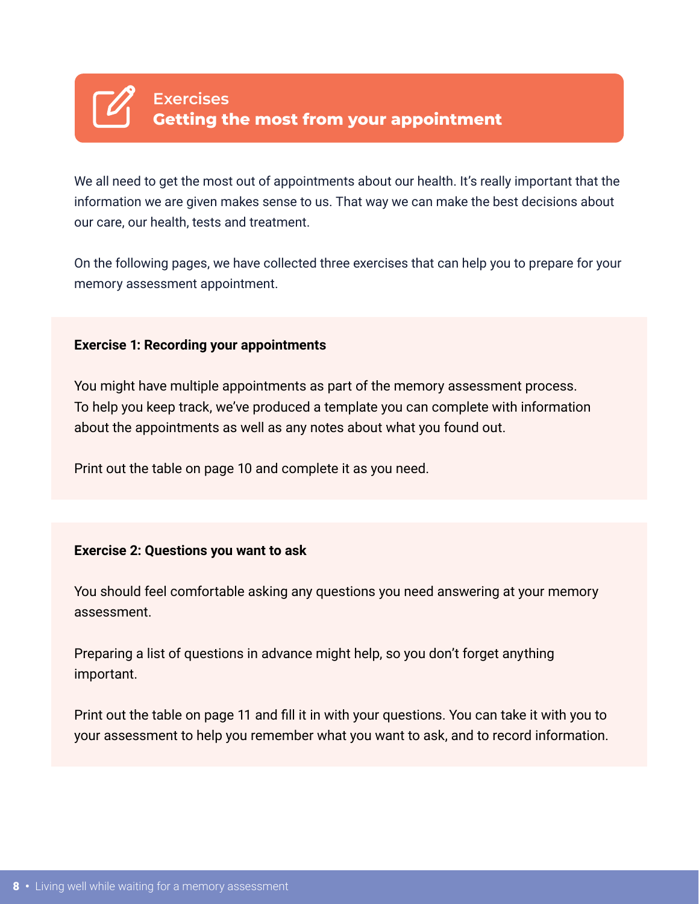# Exercises
## Getting the most from your appointment

We all need to get the most out of appointments about our health. It's really important that the information we are given makes sense to us. That way we can make the best decisions about our care, our health, tests and treatment.

On the following pages, we have collected three exercises that can help you to prepare for your memory assessment appointment.

### Exercise 1: Recording your appointments

You might have multiple appointments as part of the memory assessment process. To help you keep track, we've produced a template you can complete with information about the appointments as well as any notes about what you found out.

Print out the table on page 10 and complete it as you need.

### Exercise 2: Questions you want to ask

You should feel comfortable asking any questions you need answering at your memory assessment.

Preparing a list of questions in advance might help, so you don't forget anything important.

Print out the table on page 11 and fill it in with your questions. You can take it with you to your assessment to help you remember what you want to ask, and to record information.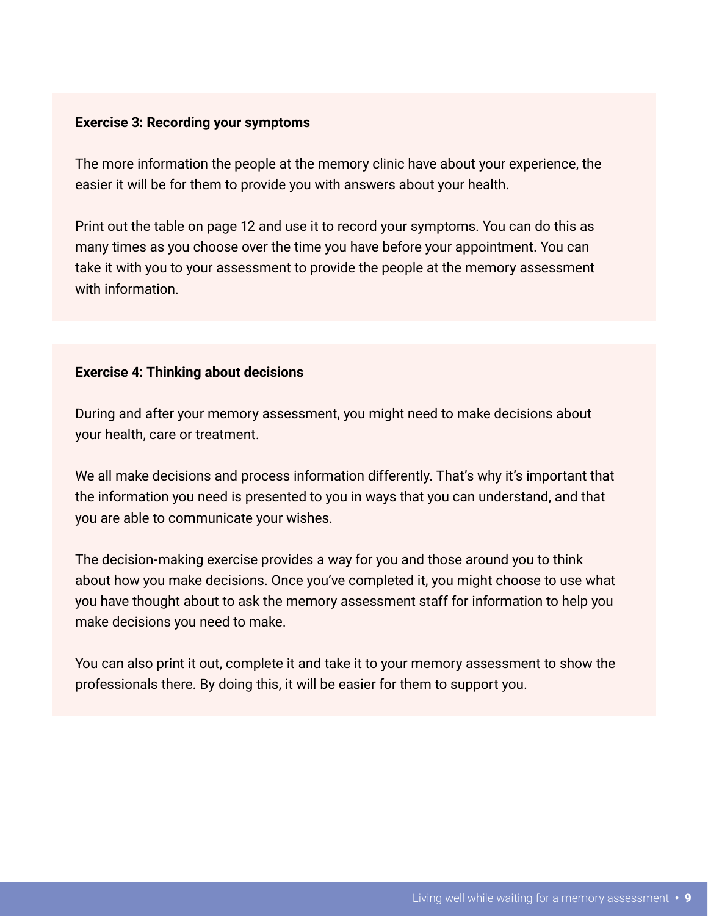**Exercise 3: Recording your symptoms**

The more information the people at the memory clinic have about your experience, the easier it will be for them to provide you with answers about your health.

Print out the table on page 12 and use it to record your symptoms. You can do this as many times as you choose over the time you have before your appointment. You can take it with you to your assessment to provide the people at the memory assessment with information.

**Exercise 4: Thinking about decisions**

During and after your memory assessment, you might need to make decisions about your health, care or treatment.

We all make decisions and process information differently. That's why it's important that the information you need is presented to you in ways that you can understand, and that you are able to communicate your wishes.

The decision-making exercise provides a way for you and those around you to think about how you make decisions. Once you've completed it, you might choose to use what you have thought about to ask the memory assessment staff for information to help you make decisions you need to make.

You can also print it out, complete it and take it to your memory assessment to show the professionals there. By doing this, it will be easier for them to support you.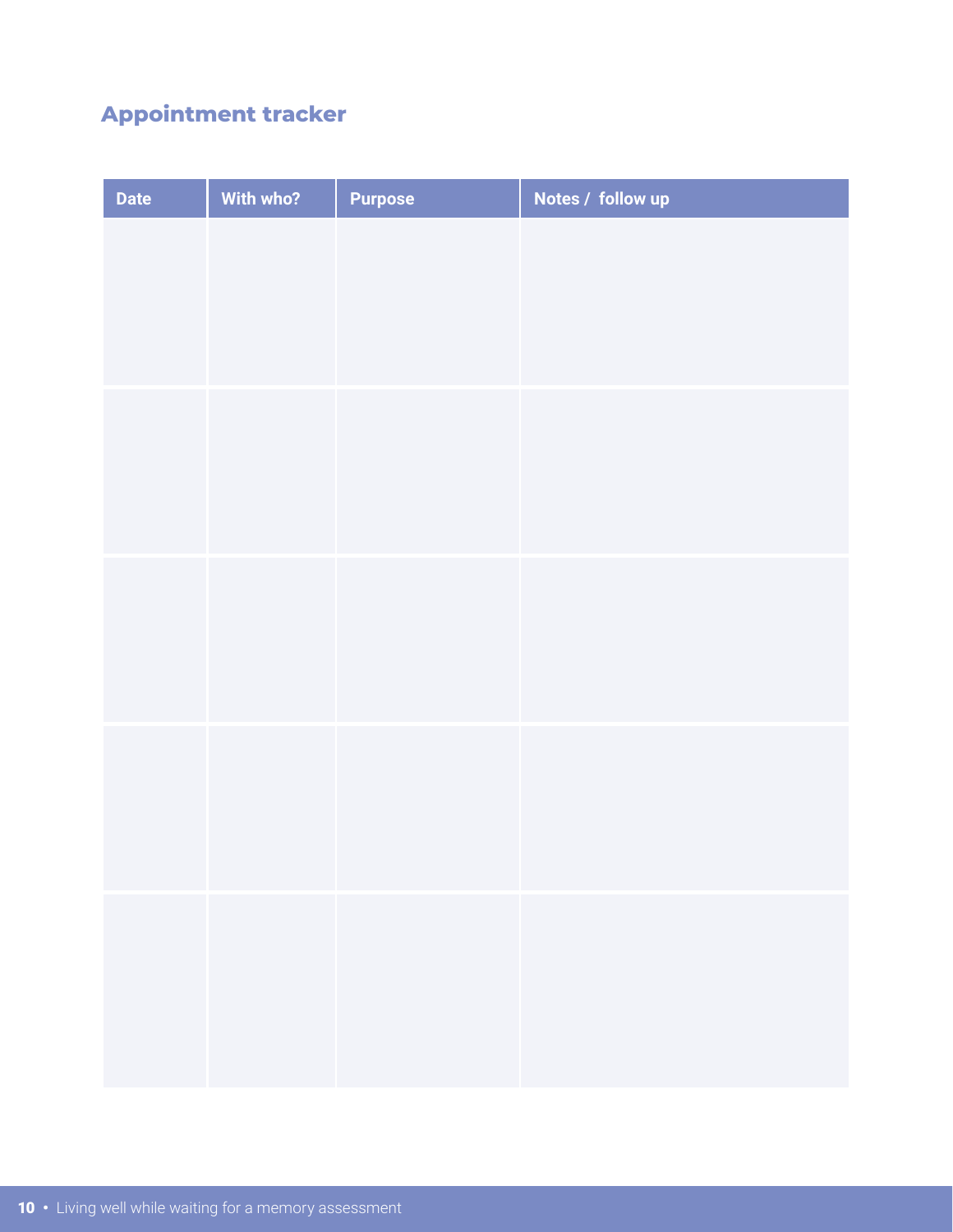## Appointment tracker

| Date | With who? | Purpose | Notes / follow up |
|---|---|---|---|
| | | | |
| | | | |
| | | | |
| | | | |
| | | | |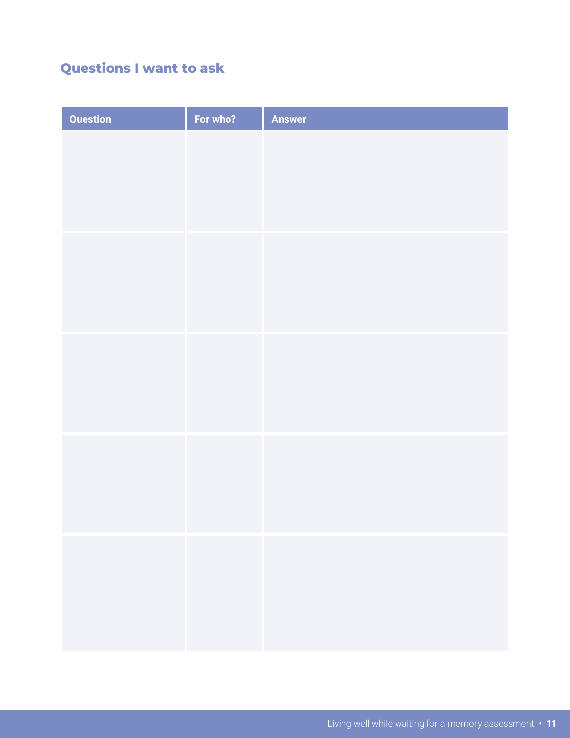## Questions I want to ask

| Question | For who? | Answer |
|---|---|---|
| | | |
| | | |
| | | |
| | | |
| | | |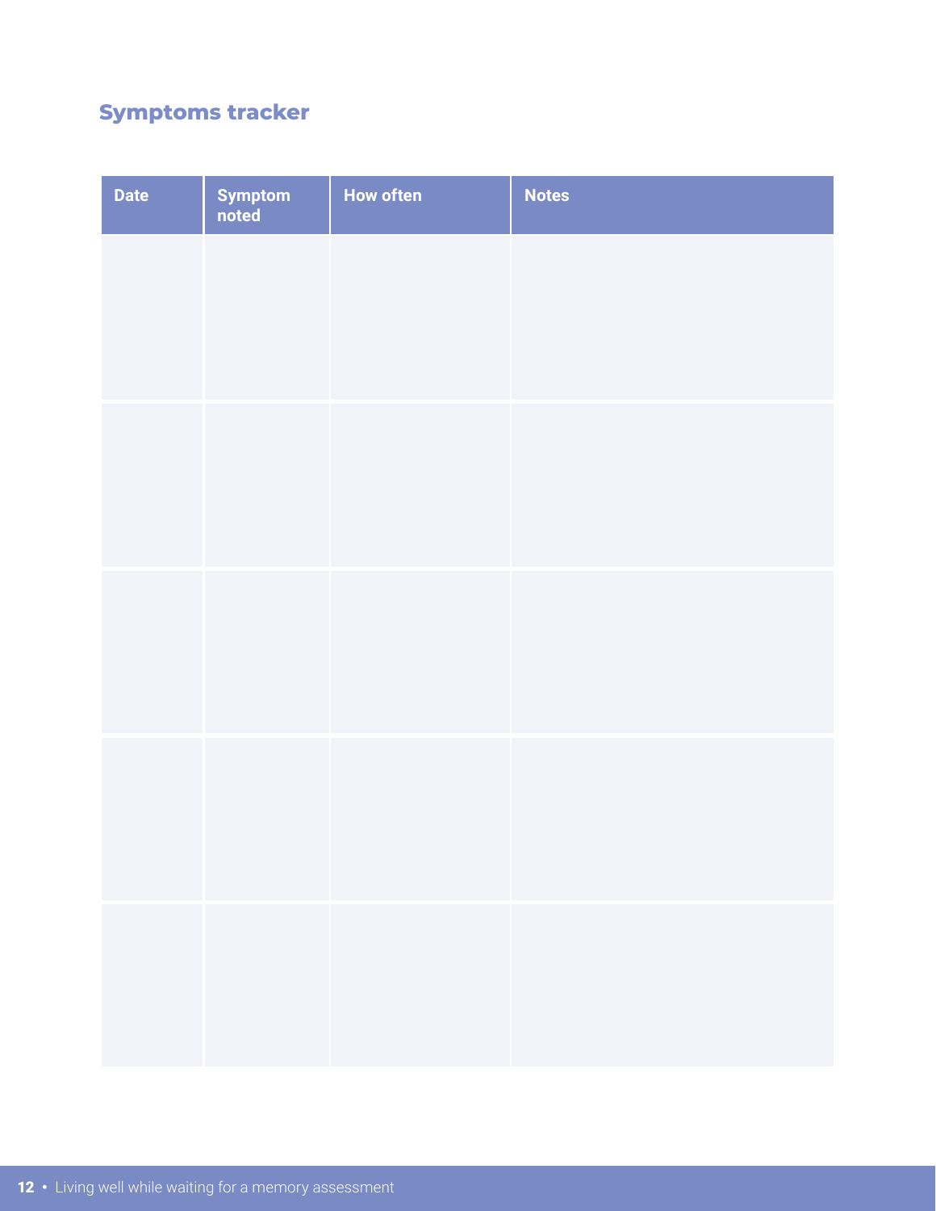## Symptoms tracker

| Date | Symptom noted | How often | Notes |
|---|---|---|---|
| | | | |
| | | | |
| | | | |
| | | | |
| | | | |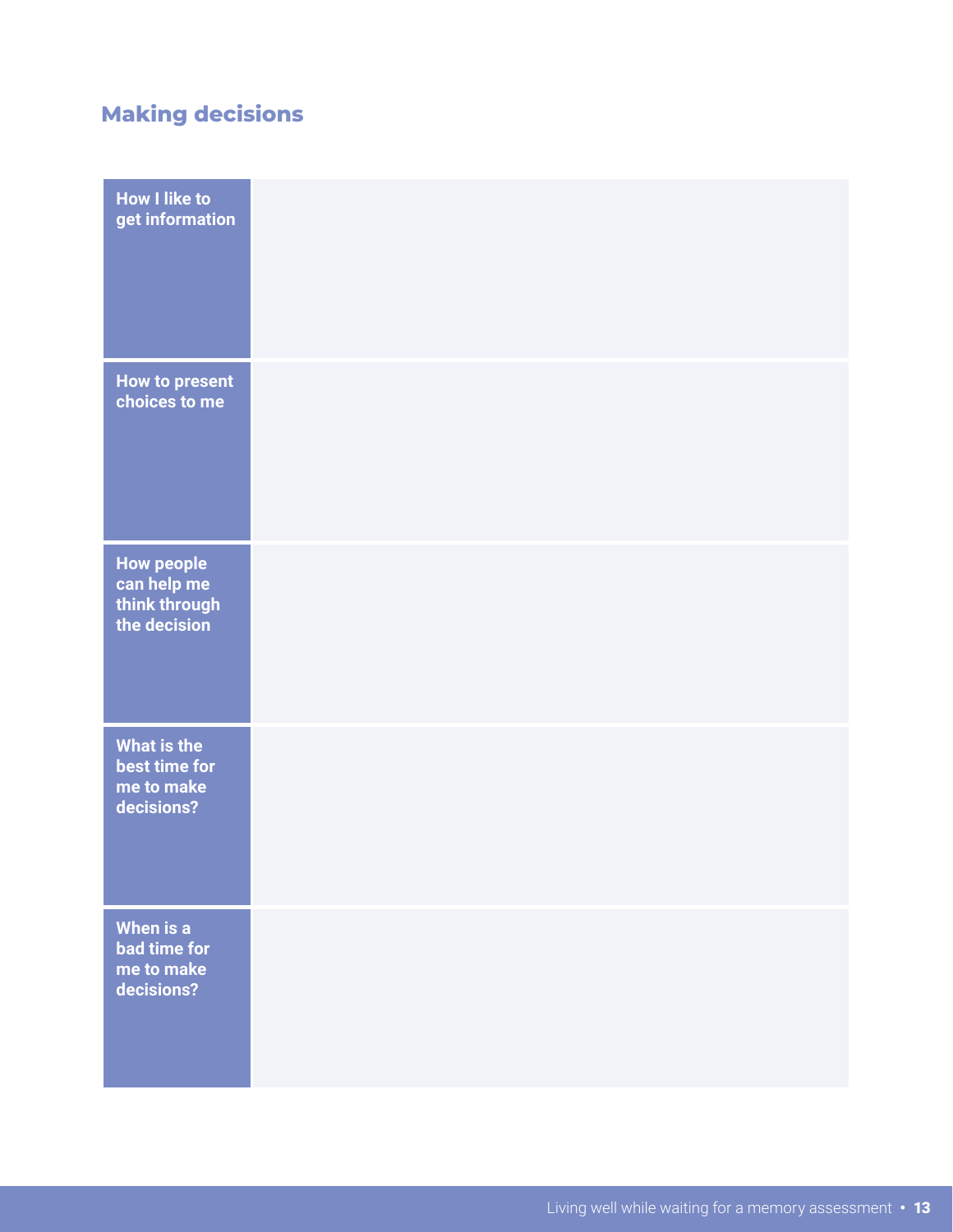## Making decisions

| | |
|---|---|
| **How I like to get information** | |
| **How to present choices to me** | |
| **How people can help me think through the decision** | |
| **What is the best time for me to make decisions?** | |
| **When is a bad time for me to make decisions?** | |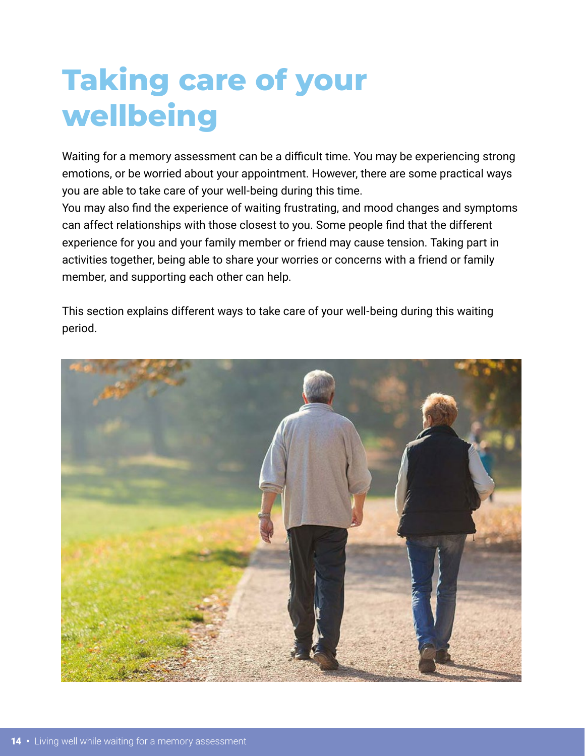# Taking care of your wellbeing

Waiting for a memory assessment can be a difficult time. You may be experiencing strong emotions, or be worried about your appointment. However, there are some practical ways you are able to take care of your well-being during this time.
You may also find the experience of waiting frustrating, and mood changes and symptoms can affect relationships with those closest to you. Some people find that the different experience for you and your family member or friend may cause tension. Taking part in activities together, being able to share your worries or concerns with a friend or family member, and supporting each other can help.

This section explains different ways to take care of your well-being during this waiting period.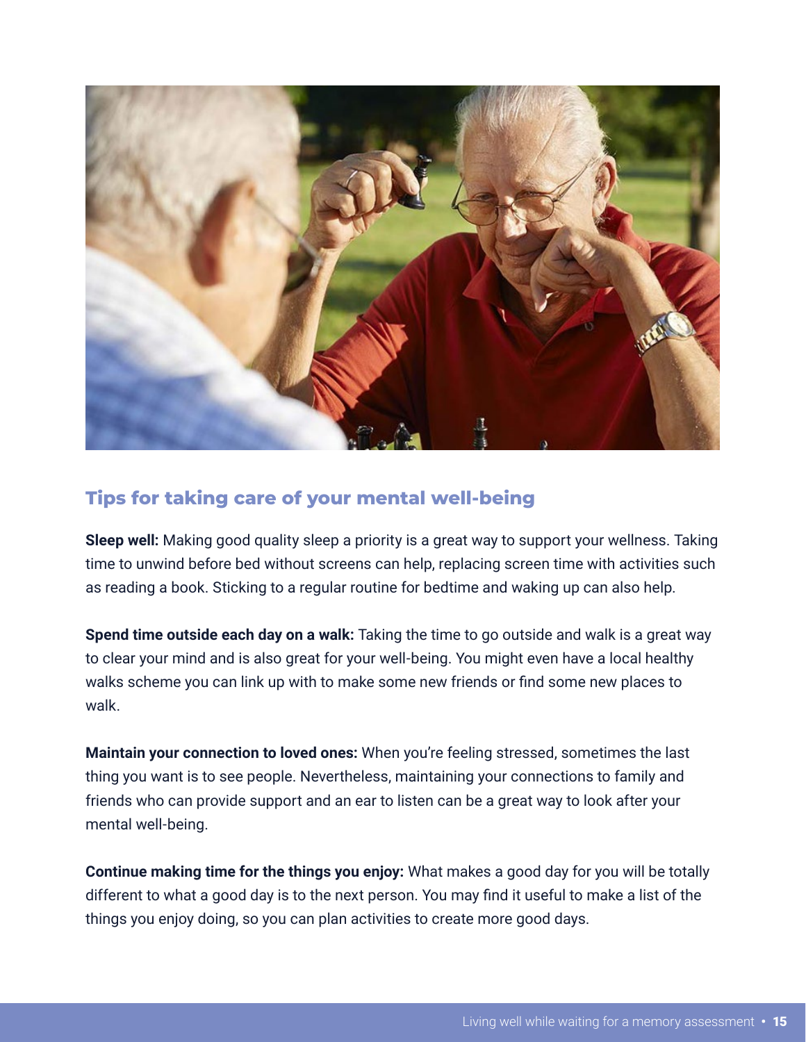## Tips for taking care of your mental well-being

**Sleep well:** Making good quality sleep a priority is a great way to support your wellness. Taking time to unwind before bed without screens can help, replacing screen time with activities such as reading a book. Sticking to a regular routine for bedtime and waking up can also help.

**Spend time outside each day on a walk:** Taking the time to go outside and walk is a great way to clear your mind and is also great for your well-being. You might even have a local healthy walks scheme you can link up with to make some new friends or find some new places to walk.

**Maintain your connection to loved ones:** When you're feeling stressed, sometimes the last thing you want is to see people. Nevertheless, maintaining your connections to family and friends who can provide support and an ear to listen can be a great way to look after your mental well-being.

**Continue making time for the things you enjoy:** What makes a good day for you will be totally different to what a good day is to the next person. You may find it useful to make a list of the things you enjoy doing, so you can plan activities to create more good days.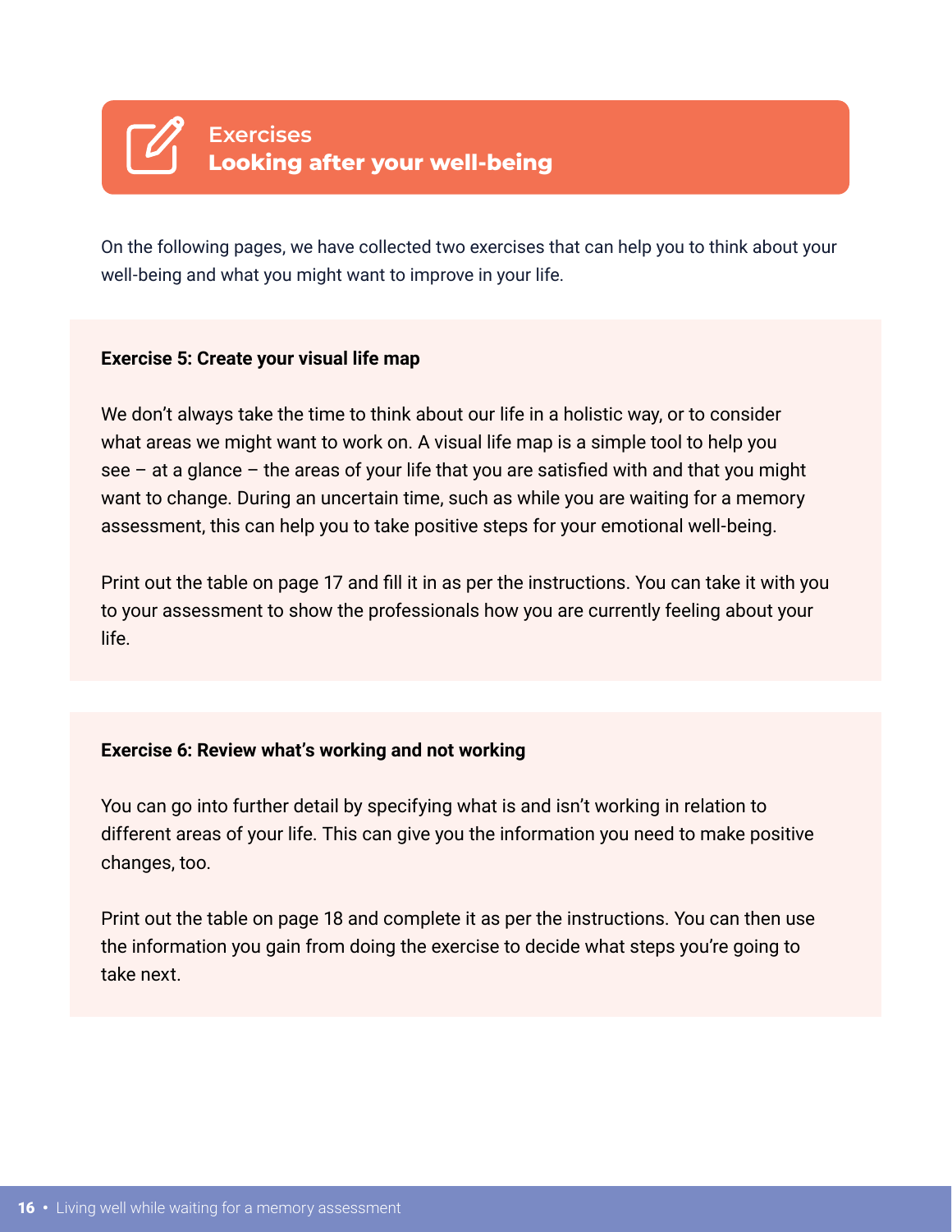# Exercises
## Looking after your well-being

On the following pages, we have collected two exercises that can help you to think about your well-being and what you might want to improve in your life.

**Exercise 5: Create your visual life map**

We don't always take the time to think about our life in a holistic way, or to consider what areas we might want to work on. A visual life map is a simple tool to help you see – at a glance – the areas of your life that you are satisfied with and that you might want to change. During an uncertain time, such as while you are waiting for a memory assessment, this can help you to take positive steps for your emotional well-being.

Print out the table on page 17 and fill it in as per the instructions. You can take it with you to your assessment to show the professionals how you are currently feeling about your life.

**Exercise 6: Review what's working and not working**

You can go into further detail by specifying what is and isn't working in relation to different areas of your life. This can give you the information you need to make positive changes, too.

Print out the table on page 18 and complete it as per the instructions. You can then use the information you gain from doing the exercise to decide what steps you're going to take next.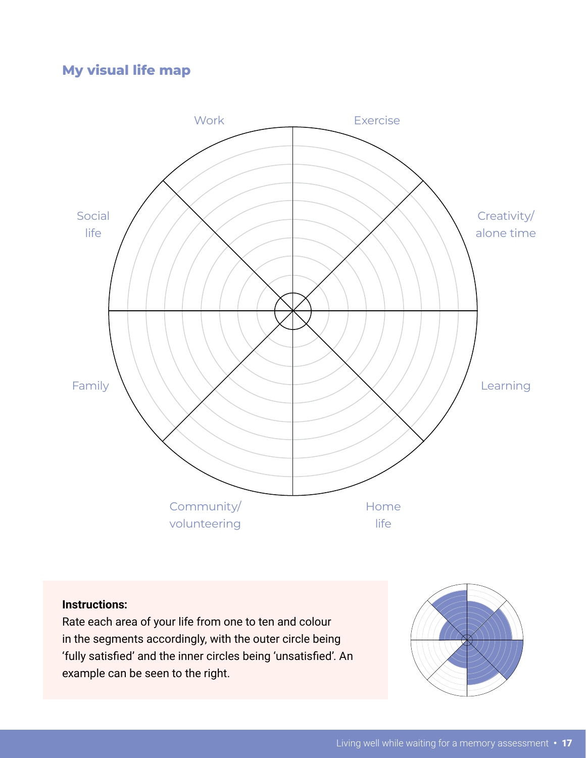## My visual life map

Work

Exercise

Social life

Creativity/ alone time

Family

Learning

Community/ volunteering

Home life

**Instructions:**

Rate each area of your life from one to ten and colour in the segments accordingly, with the outer circle being 'fully satisfied' and the inner circles being 'unsatisfied'. An example can be seen to the right.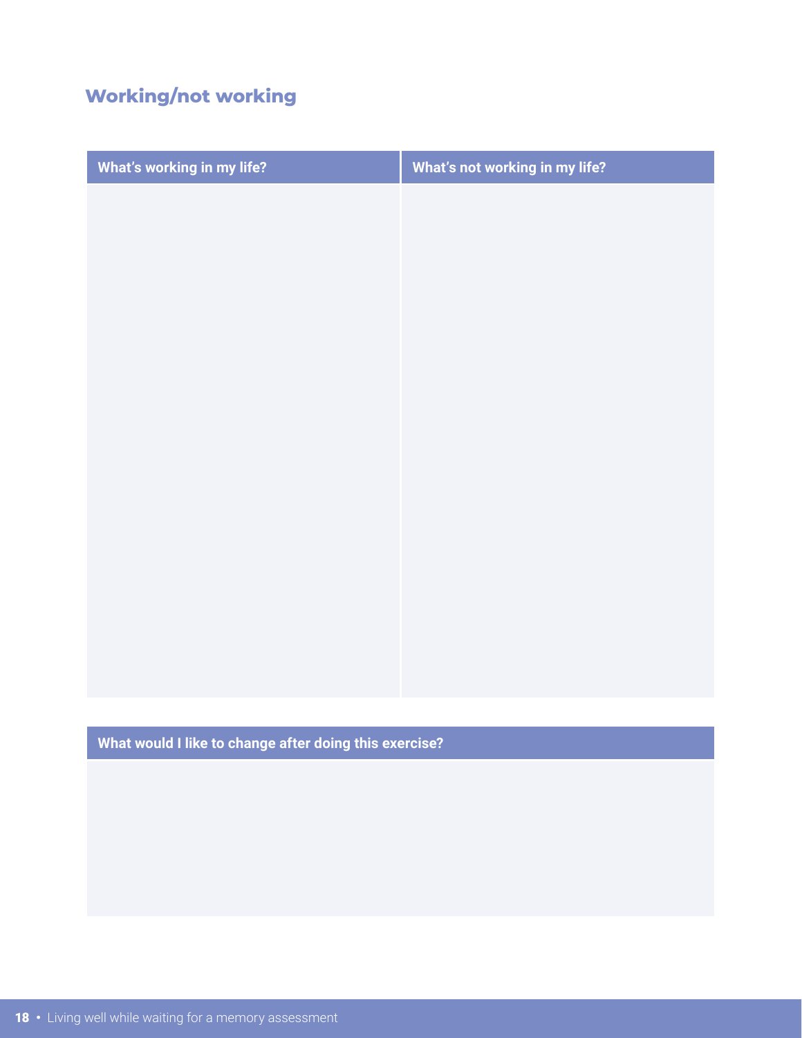## Working/not working

| What's working in my life? | What's not working in my life? |
| --- | --- |
| | |

| What would I like to change after doing this exercise? |
| --- |
| |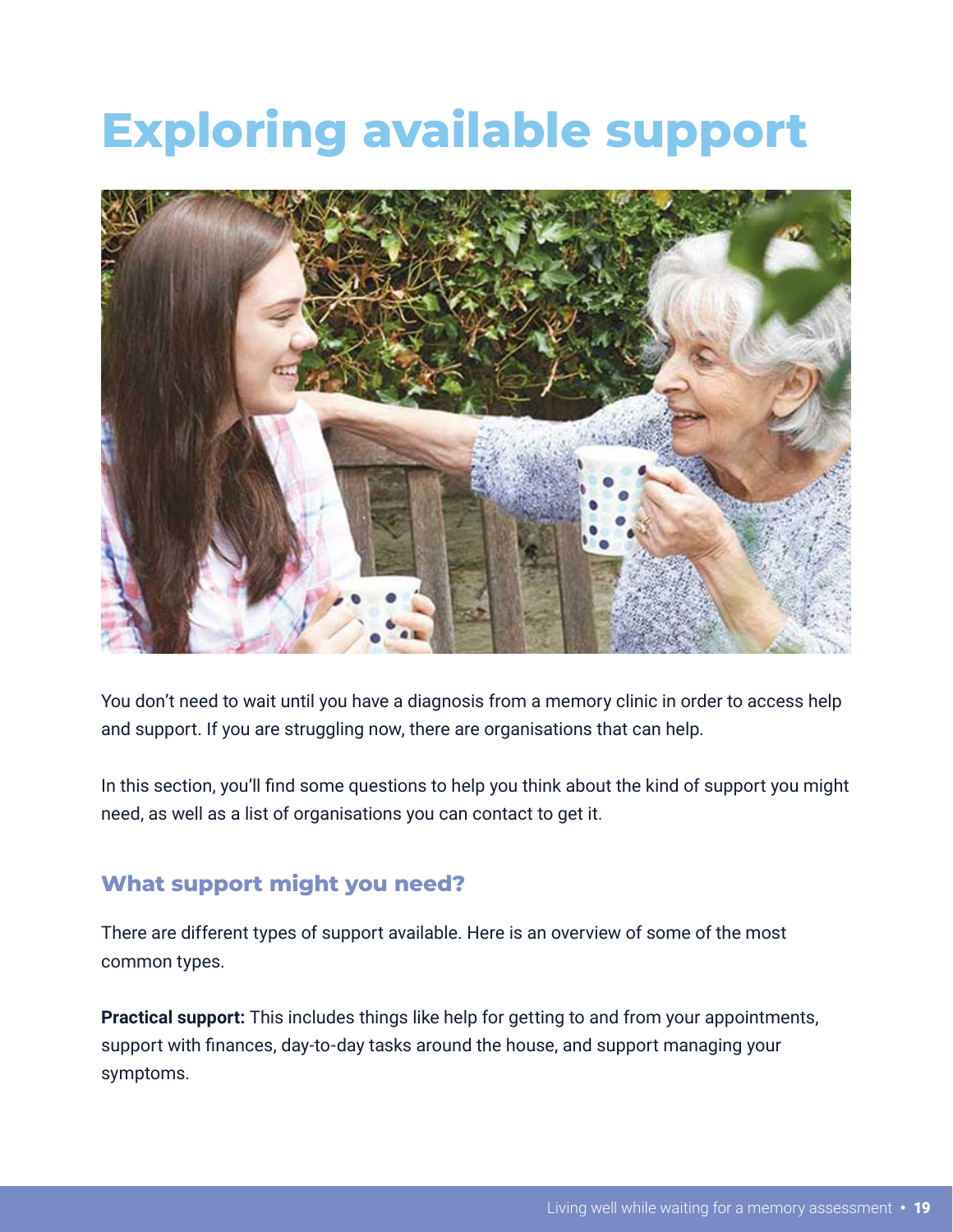# Exploring available support

You don't need to wait until you have a diagnosis from a memory clinic in order to access help and support. If you are struggling now, there are organisations that can help.

In this section, you'll find some questions to help you think about the kind of support you might need, as well as a list of organisations you can contact to get it.

## What support might you need?

There are different types of support available. Here is an overview of some of the most common types.

**Practical support:** This includes things like help for getting to and from your appointments, support with finances, day-to-day tasks around the house, and support managing your symptoms.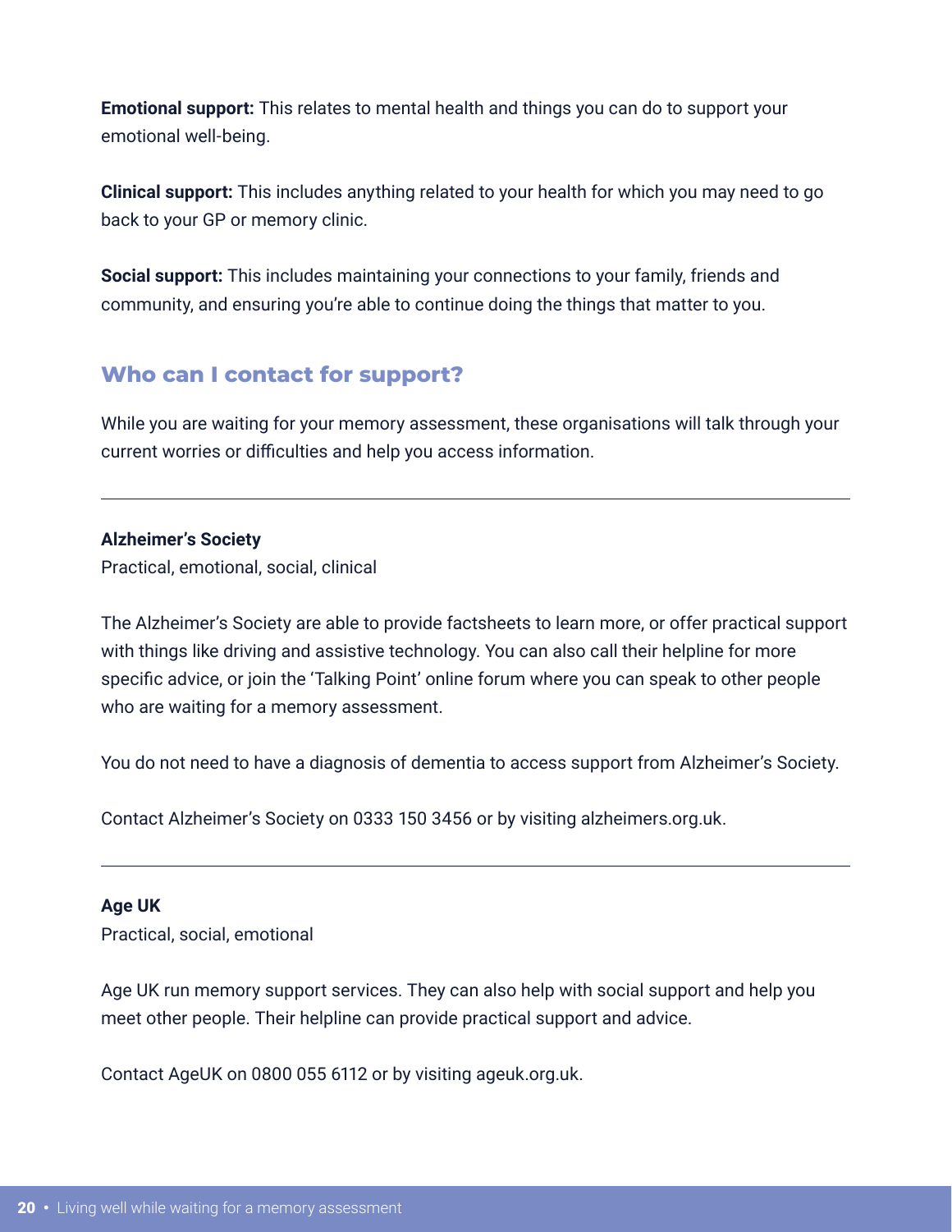**Emotional support:** This relates to mental health and things you can do to support your emotional well-being.

**Clinical support:** This includes anything related to your health for which you may need to go back to your GP or memory clinic.

**Social support:** This includes maintaining your connections to your family, friends and community, and ensuring you're able to continue doing the things that matter to you.

## Who can I contact for support?

While you are waiting for your memory assessment, these organisations will talk through your current worries or difficulties and help you access information.

---

**Alzheimer's Society**
Practical, emotional, social, clinical

The Alzheimer's Society are able to provide factsheets to learn more, or offer practical support with things like driving and assistive technology. You can also call their helpline for more specific advice, or join the 'Talking Point' online forum where you can speak to other people who are waiting for a memory assessment.

You do not need to have a diagnosis of dementia to access support from Alzheimer's Society.

Contact Alzheimer's Society on 0333 150 3456 or by visiting alzheimers.org.uk.

---

**Age UK**
Practical, social, emotional

Age UK run memory support services. They can also help with social support and help you meet other people. Their helpline can provide practical support and advice.

Contact AgeUK on 0800 055 6112 or by visiting ageuk.org.uk.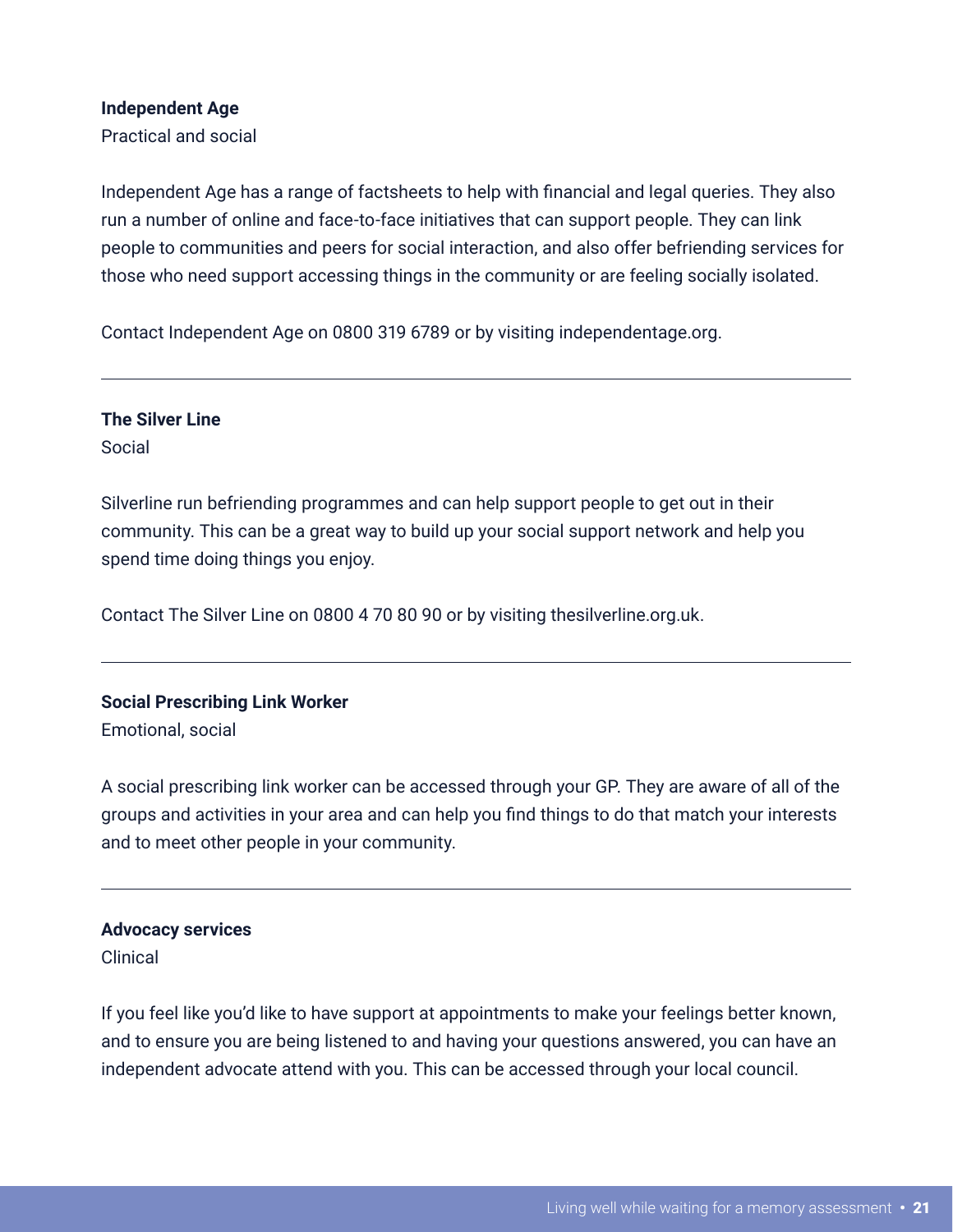**Independent Age**
Practical and social

Independent Age has a range of factsheets to help with financial and legal queries. They also run a number of online and face-to-face initiatives that can support people. They can link people to communities and peers for social interaction, and also offer befriending services for those who need support accessing things in the community or are feeling socially isolated.

Contact Independent Age on 0800 319 6789 or by visiting independentage.org.

---

**The Silver Line**
Social

Silverline run befriending programmes and can help support people to get out in their community. This can be a great way to build up your social support network and help you spend time doing things you enjoy.

Contact The Silver Line on 0800 4 70 80 90 or by visiting thesilverline.org.uk.

---

**Social Prescribing Link Worker**
Emotional, social

A social prescribing link worker can be accessed through your GP. They are aware of all of the groups and activities in your area and can help you find things to do that match your interests and to meet other people in your community.

---

**Advocacy services**
Clinical

If you feel like you'd like to have support at appointments to make your feelings better known, and to ensure you are being listened to and having your questions answered, you can have an independent advocate attend with you. This can be accessed through your local council.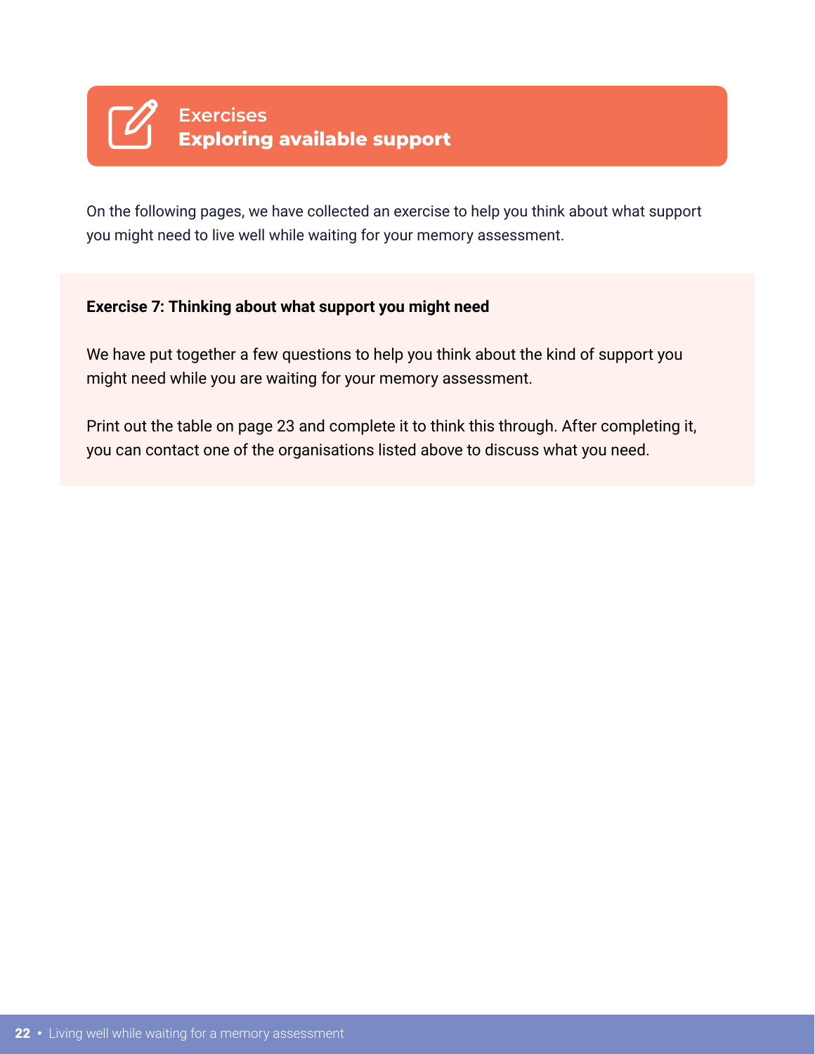## Exercises
## Exploring available support

On the following pages, we have collected an exercise to help you think about what support you might need to live well while waiting for your memory assessment.

**Exercise 7: Thinking about what support you might need**

We have put together a few questions to help you think about the kind of support you might need while you are waiting for your memory assessment.

Print out the table on page 23 and complete it to think this through. After completing it, you can contact one of the organisations listed above to discuss what you need.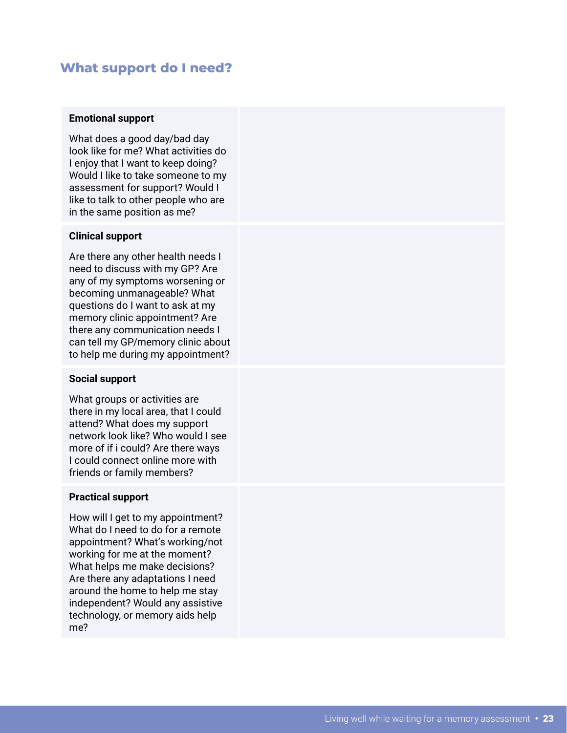## What support do I need?

| | |
|---|---|
| **Emotional support**<br><br>What does a good day/bad day look like for me? What activities do I enjoy that I want to keep doing? Would I like to take someone to my assessment for support? Would I like to talk to other people who are in the same position as me? | |
| **Clinical support**<br><br>Are there any other health needs I need to discuss with my GP? Are any of my symptoms worsening or becoming unmanageable? What questions do I want to ask at my memory clinic appointment? Are there any communication needs I can tell my GP/memory clinic about to help me during my appointment? | |
| **Social support**<br><br>What groups or activities are there in my local area, that I could attend? What does my support network look like? Who would I see more of if i could? Are there ways I could connect online more with friends or family members? | |
| **Practical support**<br><br>How will I get to my appointment? What do I need to do for a remote appointment? What's working/not working for me at the moment? What helps me make decisions? Are there any adaptations I need around the home to help me stay independent? Would any assistive technology, or memory aids help me? | |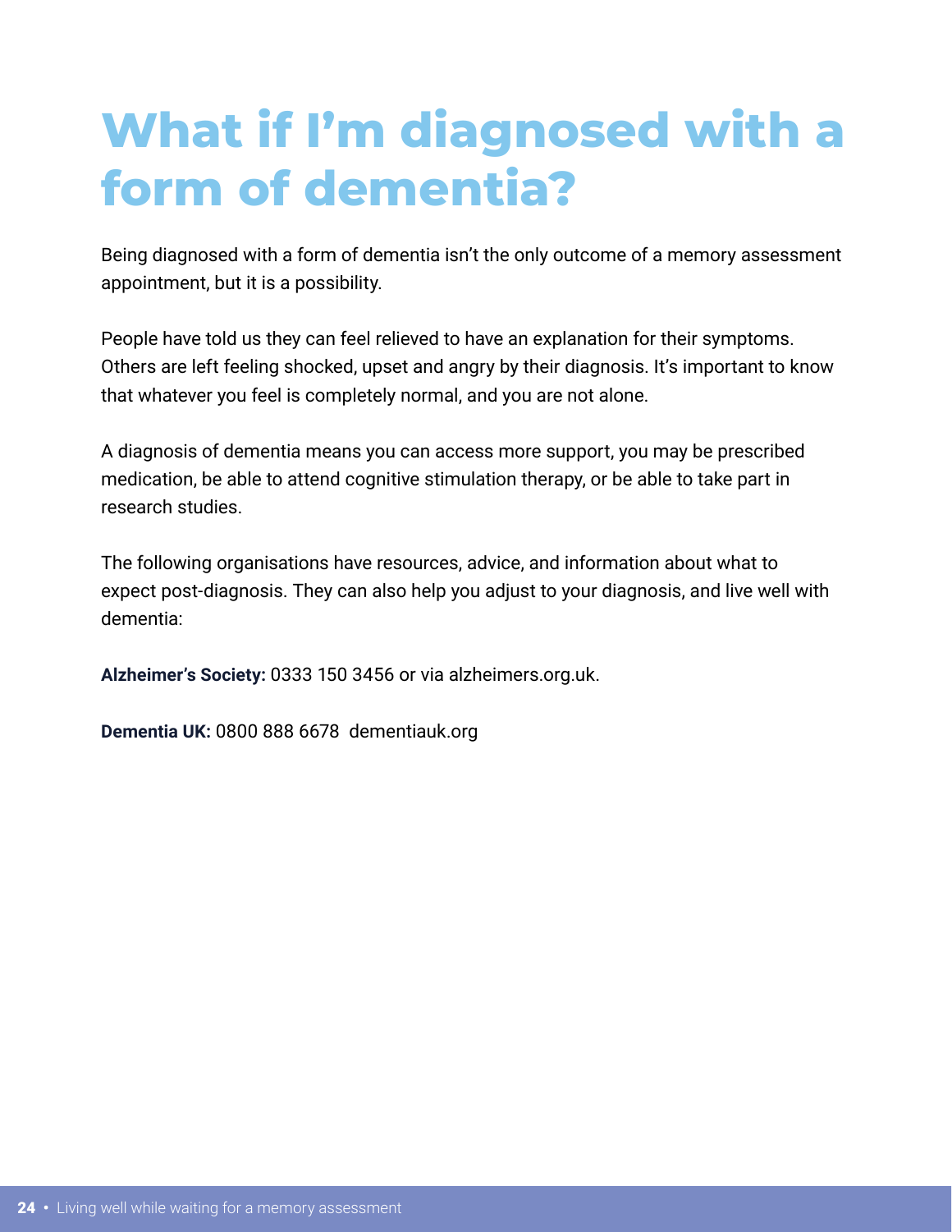# What if I'm diagnosed with a form of dementia?

Being diagnosed with a form of dementia isn't the only outcome of a memory assessment appointment, but it is a possibility.

People have told us they can feel relieved to have an explanation for their symptoms. Others are left feeling shocked, upset and angry by their diagnosis. It's important to know that whatever you feel is completely normal, and you are not alone.

A diagnosis of dementia means you can access more support, you may be prescribed medication, be able to attend cognitive stimulation therapy, or be able to take part in research studies.

The following organisations have resources, advice, and information about what to expect post-diagnosis. They can also help you adjust to your diagnosis, and live well with dementia:

**Alzheimer's Society:** 0333 150 3456 or via alzheimers.org.uk.

**Dementia UK:** 0800 888 6678  dementiauk.org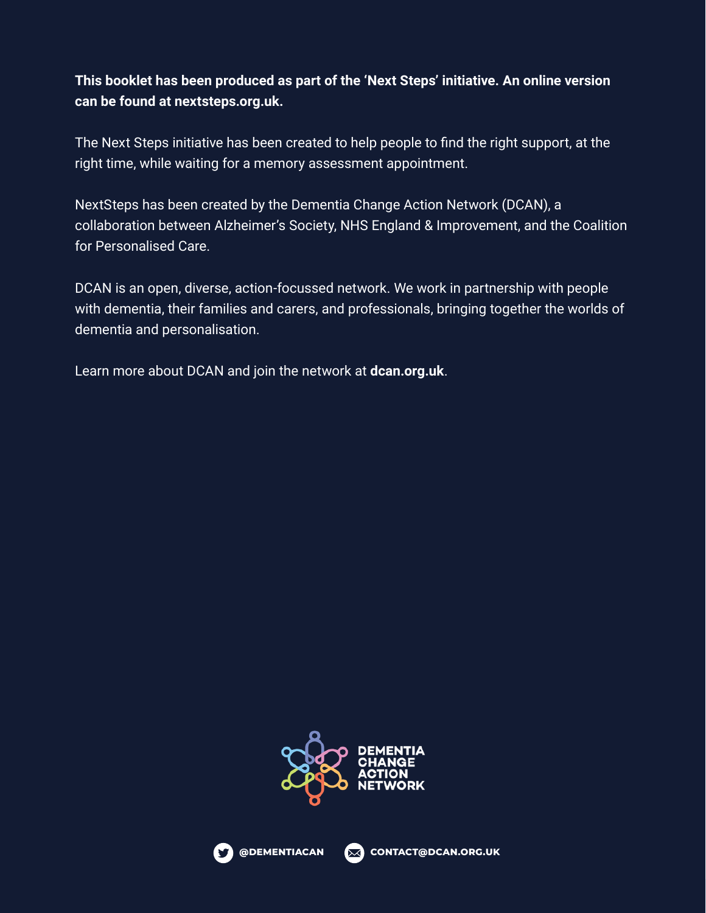**This booklet has been produced as part of the 'Next Steps' initiative. An online version can be found at nextsteps.org.uk.**

The Next Steps initiative has been created to help people to find the right support, at the right time, while waiting for a memory assessment appointment.

NextSteps has been created by the Dementia Change Action Network (DCAN), a collaboration between Alzheimer's Society, NHS England & Improvement, and the Coalition for Personalised Care.

DCAN is an open, diverse, action-focussed network. We work in partnership with people with dementia, their families and carers, and professionals, bringing together the worlds of dementia and personalisation.

Learn more about DCAN and join the network at **dcan.org.uk**.

DEMENTIA CHANGE ACTION NETWORK

@DEMENTIACAN

CONTACT@DCAN.ORG.UK